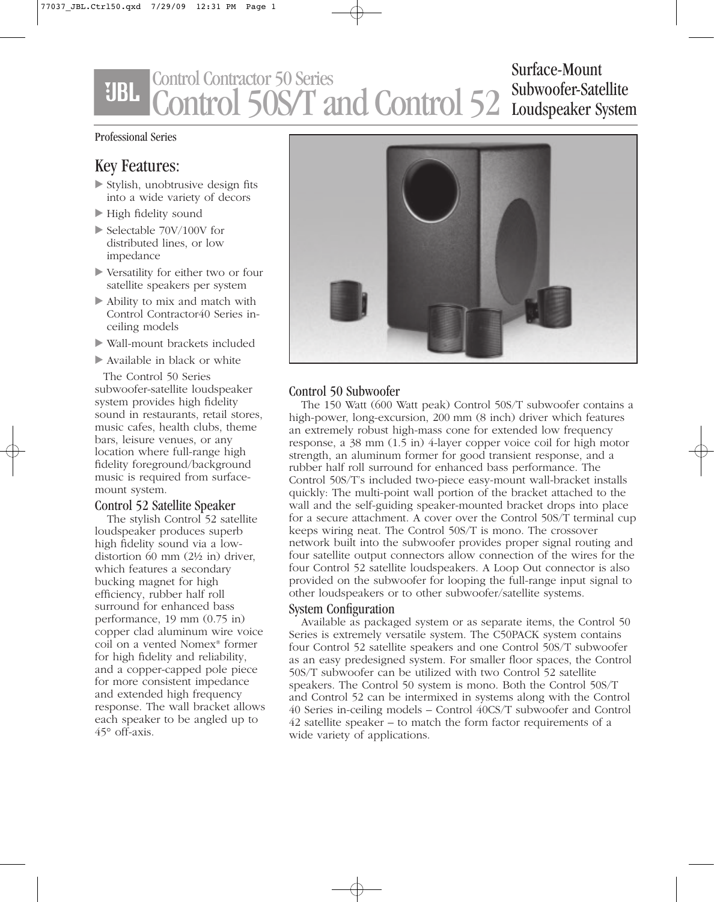# JBL Control Contractor 50 Series
# Control 50S/T and Control 52

## Surface-Mount Subwoofer-Satellite Loudspeaker System

Professional Series

## Key Features:

- Stylish, unobtrusive design fits into a wide variety of decors
- High fidelity sound
- Selectable 70V/100V for distributed lines, or low impedance
- Versatility for either two or four satellite speakers per system
- Ability to mix and match with Control Contractor40 Series in-ceiling models
- Wall-mount brackets included
- Available in black or white

The Control 50 Series subwoofer-satellite loudspeaker system provides high fidelity sound in restaurants, retail stores, music cafes, health clubs, theme bars, leisure venues, or any location where full-range high fidelity foreground/background music is required from surface-mount system.

### Control 52 Satellite Speaker

The stylish Control 52 satellite loudspeaker produces superb high fidelity sound via a low-distortion 60 mm (2½ in) driver, which features a secondary bucking magnet for high efficiency, rubber half roll surround for enhanced bass performance, 19 mm (0.75 in) copper clad aluminum wire voice coil on a vented Nomex® former for high fidelity and reliability, and a copper-capped pole piece for more consistent impedance and extended high frequency response. The wall bracket allows each speaker to be angled up to 45° off-axis.

### Control 50 Subwoofer

The 150 Watt (600 Watt peak) Control 50S/T subwoofer contains a high-power, long-excursion, 200 mm (8 inch) driver which features an extremely robust high-mass cone for extended low frequency response, a 38 mm (1.5 in) 4-layer copper voice coil for high motor strength, an aluminum former for good transient response, and a rubber half roll surround for enhanced bass performance. The Control 50S/T's included two-piece easy-mount wall-bracket installs quickly: The multi-point wall portion of the bracket attached to the wall and the self-guiding speaker-mounted bracket drops into place for a secure attachment. A cover over the Control 50S/T terminal cup keeps wiring neat. The Control 50S/T is mono. The crossover network built into the subwoofer provides proper signal routing and four satellite output connectors allow connection of the wires for the four Control 52 satellite loudspeakers. A Loop Out connector is also provided on the subwoofer for looping the full-range input signal to other loudspeakers or to other subwoofer/satellite systems.

### System Configuration

Available as packaged system or as separate items, the Control 50 Series is extremely versatile system. The C50PACK system contains four Control 52 satellite speakers and one Control 50S/T subwoofer as an easy predesigned system. For smaller floor spaces, the Control 50S/T subwoofer can be utilized with two Control 52 satellite speakers. The Control 50 system is mono. Both the Control 50S/T and Control 52 can be intermixed in systems along with the Control 40 Series in-ceiling models – Control 40CS/T subwoofer and Control 42 satellite speaker – to match the form factor requirements of a wide variety of applications.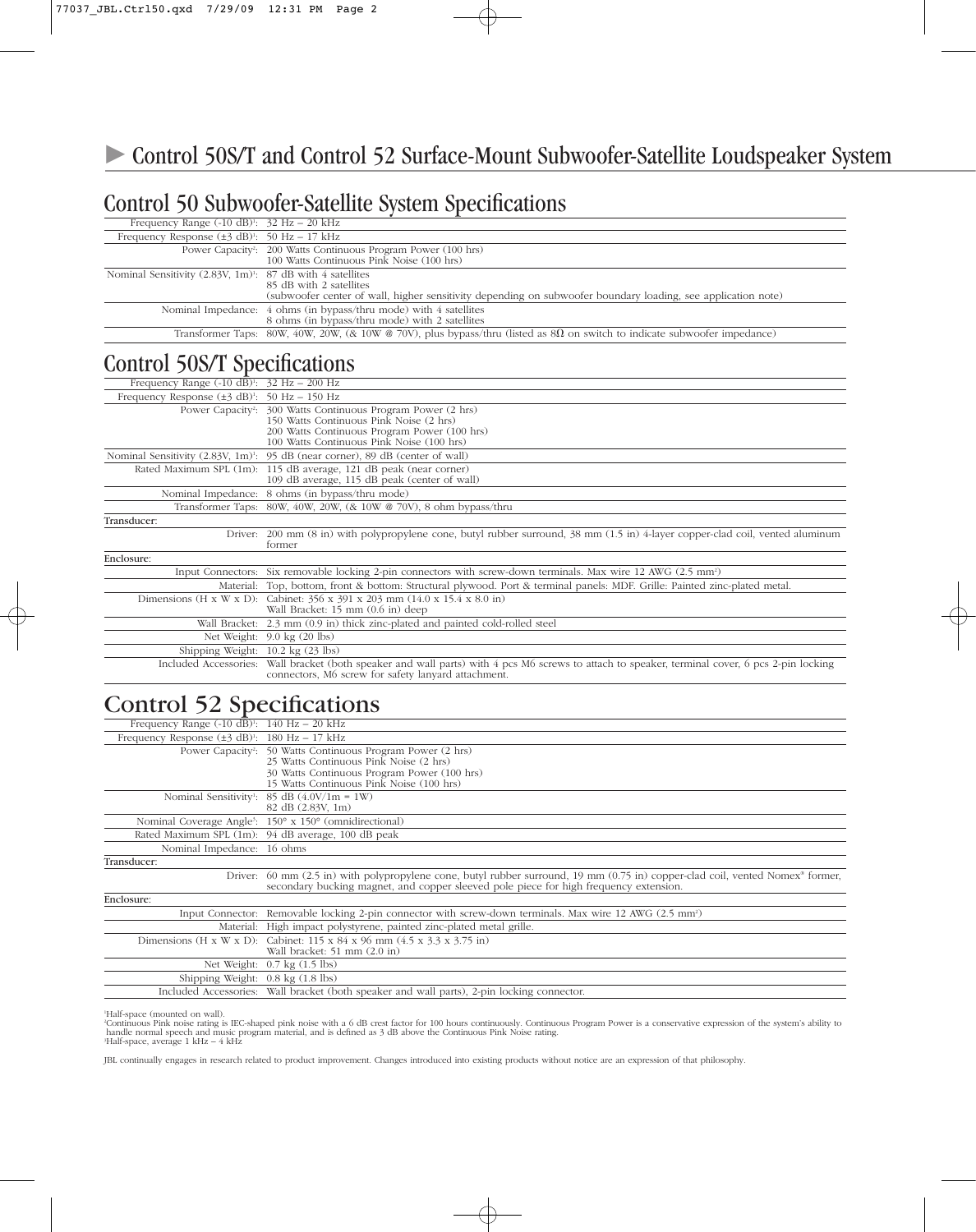# ► Control 50S/T and Control 52 Surface-Mount Subwoofer-Satellite Loudspeaker System

## Control 50 Subwoofer-Satellite System Specifications

| | |
|---|---|
| Frequency Range (-10 dB)[1]: | 32 Hz – 20 kHz |
| Frequency Response (±3 dB)[1]: | 50 Hz – 17 kHz |
| Power Capacity[2]: | 200 Watts Continuous Program Power (100 hrs)<br>100 Watts Continuous Pink Noise (100 hrs) |
| Nominal Sensitivity (2.83V, 1m)[1]: | 87 dB with 4 satellites<br>85 dB with 2 satellites<br>(subwoofer center of wall, higher sensitivity depending on subwoofer boundary loading, see application note) |
| Nominal Impedance: | 4 ohms (in bypass/thru mode) with 4 satellites<br>8 ohms (in bypass/thru mode) with 2 satellites |
| Transformer Taps: | 80W, 40W, 20W, (& 10W @ 70V), plus bypass/thru (listed as 8Ω on switch to indicate subwoofer impedance) |

## Control 50S/T Specifications

| | |
|---|---|
| Frequency Range (-10 dB)[1]: | 32 Hz – 200 Hz |
| Frequency Response (±3 dB)[1]: | 50 Hz – 150 Hz |
| Power Capacity[2]: | 300 Watts Continuous Program Power (2 hrs)<br>150 Watts Continuous Pink Noise (2 hrs)<br>200 Watts Continuous Program Power (100 hrs)<br>100 Watts Continuous Pink Noise (100 hrs) |
| Nominal Sensitivity (2.83V, 1m)[1]: | 95 dB (near corner), 89 dB (center of wall) |
| Rated Maximum SPL (1m): | 115 dB average, 121 dB peak (near corner)<br>109 dB average, 115 dB peak (center of wall) |
| Nominal Impedance: | 8 ohms (in bypass/thru mode) |
| Transformer Taps: | 80W, 40W, 20W, (& 10W @ 70V), 8 ohm bypass/thru |
| **Transducer:** | |
| Driver: | 200 mm (8 in) with polypropylene cone, butyl rubber surround, 38 mm (1.5 in) 4-layer copper-clad coil, vented aluminum former |
| **Enclosure:** | |
| Input Connectors: | Six removable locking 2-pin connectors with screw-down terminals. Max wire 12 AWG (2.5 mm²) |
| Material: | Top, bottom, front & bottom: Structural plywood. Port & terminal panels: MDF. Grille: Painted zinc-plated metal. |
| Dimensions (H x W x D): | Cabinet: 356 x 391 x 203 mm (14.0 x 15.4 x 8.0 in)<br>Wall Bracket: 15 mm (0.6 in) deep |
| Wall Bracket: | 2.3 mm (0.9 in) thick zinc-plated and painted cold-rolled steel |
| Net Weight: | 9.0 kg (20 lbs) |
| Shipping Weight: | 10.2 kg (23 lbs) |
| Included Accessories: | Wall bracket (both speaker and wall parts) with 4 pcs M6 screws to attach to speaker, terminal cover, 6 pcs 2-pin locking connectors, M6 screw for safety lanyard attachment. |

## Control 52 Specifications

| | |
|---|---|
| Frequency Range (-10 dB)[1]: | 140 Hz – 20 kHz |
| Frequency Response (±3 dB)[1]: | 180 Hz – 17 kHz |
| Power Capacity[2]: | 50 Watts Continuous Program Power (2 hrs)<br>25 Watts Continuous Pink Noise (2 hrs)<br>30 Watts Continuous Program Power (100 hrs)<br>15 Watts Continuous Pink Noise (100 hrs) |
| Nominal Sensitivity[1]: | 85 dB (4.0V/1m = 1W)<br>82 dB (2.83V, 1m) |
| Nominal Coverage Angle[3]: | 150° x 150° (omnidirectional) |
| Rated Maximum SPL (1m): | 94 dB average, 100 dB peak |
| Nominal Impedance: | 16 ohms |
| **Transducer:** | |
| Driver: | 60 mm (2.5 in) with polypropylene cone, butyl rubber surround, 19 mm (0.75 in) copper-clad coil, vented Nomex® former, secondary bucking magnet, and copper sleeved pole piece for high frequency extension. |
| **Enclosure:** | |
| Input Connector: | Removable locking 2-pin connector with screw-down terminals. Max wire 12 AWG (2.5 mm²) |
| Material: | High impact polystyrene, painted zinc-plated metal grille. |
| Dimensions (H x W x D): | Cabinet: 115 x 84 x 96 mm (4.5 x 3.3 x 3.75 in)<br>Wall bracket: 51 mm (2.0 in) |
| Net Weight: | 0.7 kg (1.5 lbs) |
| Shipping Weight: | 0.8 kg (1.8 lbs) |
| Included Accessories: | Wall bracket (both speaker and wall parts), 2-pin locking connector. |

[1]Half-space (mounted on wall).
[2]Continuous Pink noise rating is IEC-shaped pink noise with a 6 dB crest factor for 100 hours continuously. Continuous Program Power is a conservative expression of the system's ability to handle normal speech and music program material, and is defined as 3 dB above the Continuous Pink Noise rating.
[3]Half-space, average 1 kHz – 4 kHz

JBL continually engages in research related to product improvement. Changes introduced into existing products without notice are an expression of that philosophy.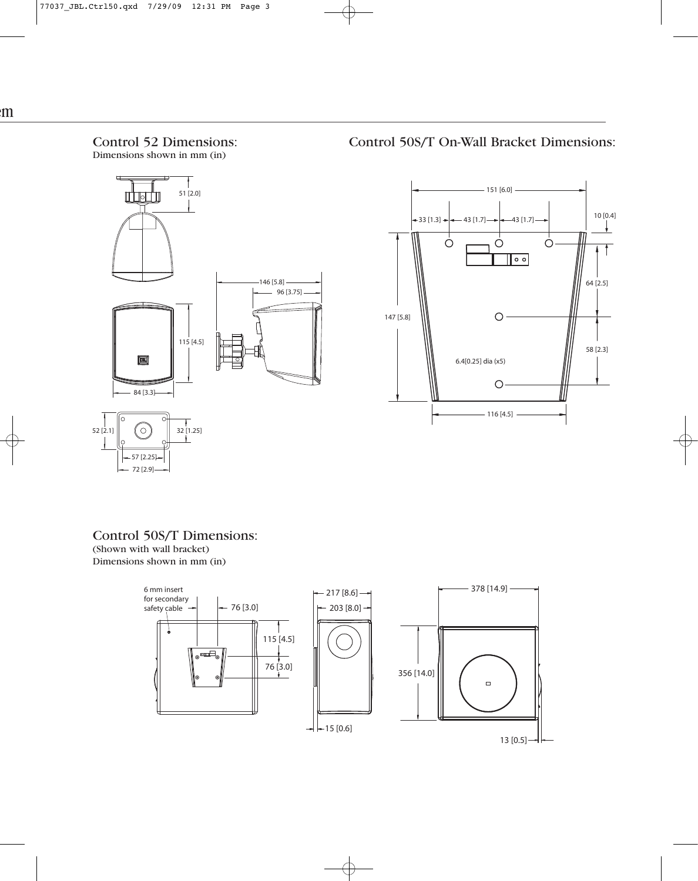## Control 52 Dimensions:

Dimensions shown in mm (in)

51 [2.0]

146 [5.8]

96 [3.75]

115 [4.5]

84 [3.3]

52 [2.1]

32 [1.25]

57 [2.25]

72 [2.9]

## Control 50S/T On-Wall Bracket Dimensions:

151 [6.0]

33 [1.3]

43 [1.7]

43 [1.7]

10 [0.4]

147 [5.8]

64 [2.5]

58 [2.3]

6.4[0.25] dia (x5)

116 [4.5]

## Control 50S/T Dimensions:

(Shown with wall bracket)

Dimensions shown in mm (in)

6 mm insert for secondary safety cable

76 [3.0]

115 [4.5]

76 [3.0]

217 [8.6]

203 [8.0]

15 [0.6]

378 [14.9]

356 [14.0]

13 [0.5]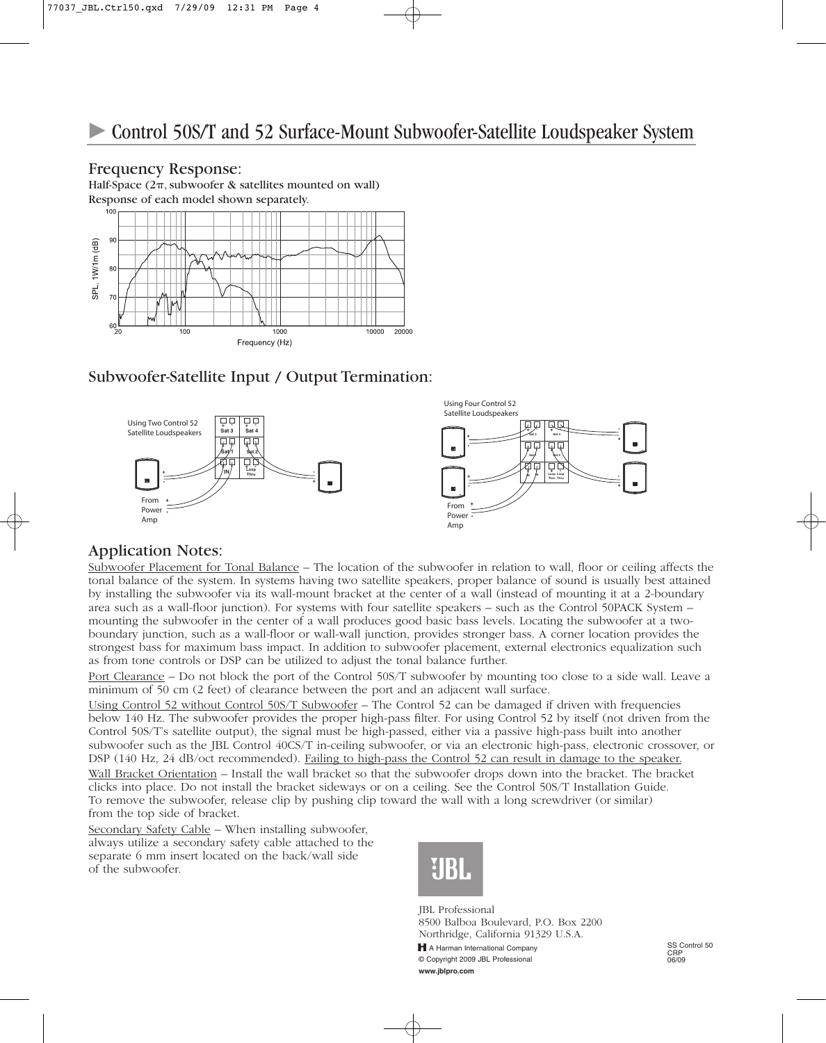# ► Control 50S/T and 52 Surface-Mount Subwoofer-Satellite Loudspeaker System

## Frequency Response:

Half-Space (2π, subwoofer & satellites mounted on wall)
Response of each model shown separately.

SPL, 1W/1m (dB)
100
90
80
70
60
20
100
1000
10000
20000
Frequency (Hz)

## Subwoofer-Satellite Input / Output Termination:

Using Two Control 52 Satellite Loudspeakers

Sat 3
Sat 4
Sat 1
Sat 2
IN
Loop Thru
From Power Amp

Using Four Control 52 Satellite Loudspeakers

Sat 3
Sat 4
Sat 1
Sat 2
Loop Thru
Loop Thru
From Power Amp

## Application Notes:

Subwoofer Placement for Tonal Balance – The location of the subwoofer in relation to wall, floor or ceiling affects the tonal balance of the system. In systems having two satellite speakers, proper balance of sound is usually best attained by installing the subwoofer via its wall-mount bracket at the center of a wall (instead of mounting it at a 2-boundary area such as a wall-floor junction). For systems with four satellite speakers – such as the Control 50PACK System – mounting the subwoofer in the center of a wall produces good basic bass levels. Locating the subwoofer at a two-boundary junction, such as a wall-floor or wall-wall junction, provides stronger bass. A corner location provides the strongest bass for maximum bass impact. In addition to subwoofer placement, external electronics equalization such as from tone controls or DSP can be utilized to adjust the tonal balance further.

Port Clearance – Do not block the port of the Control 50S/T subwoofer by mounting too close to a side wall. Leave a minimum of 50 cm (2 feet) of clearance between the port and an adjacent wall surface.

Using Control 52 without Control 50S/T Subwoofer – The Control 52 can be damaged if driven with frequencies below 140 Hz. The subwoofer provides the proper high-pass filter. For using Control 52 by itself (not driven from the Control 50S/T's satellite output), the signal must be high-passed, either via a passive high-pass built into another subwoofer such as the JBL Control 40CS/T in-ceiling subwoofer, or via an electronic high-pass, electronic crossover, or DSP (140 Hz, 24 dB/oct recommended). Failing to high-pass the Control 52 can result in damage to the speaker.

Wall Bracket Orientation – Install the wall bracket so that the subwoofer drops down into the bracket. The bracket clicks into place. Do not install the bracket sideways or on a ceiling. See the Control 50S/T Installation Guide. To remove the subwoofer, release clip by pushing clip toward the wall with a long screwdriver (or similar) from the top side of bracket.

Secondary Safety Cable – When installing subwoofer, always utilize a secondary safety cable attached to the separate 6 mm insert located on the back/wall side of the subwoofer.

JBL

JBL Professional
8500 Balboa Boulevard, P.O. Box 2200
Northridge, California 91329 U.S.A.

A Harman International Company
© Copyright 2009 JBL Professional
www.jblpro.com

SS Control 50
CRP
06/09